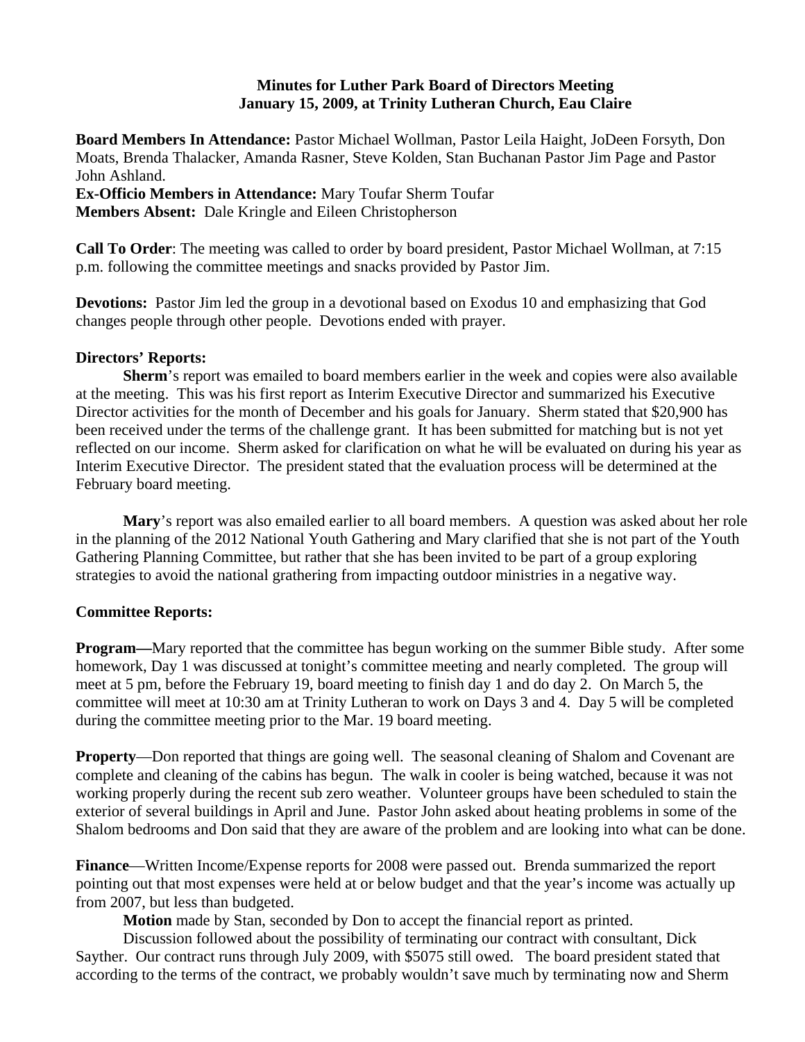**Minutes for Luther Park Board of Directors Meeting**
**January 15, 2009, at Trinity Lutheran Church, Eau Claire**

**Board Members In Attendance:** Pastor Michael Wollman, Pastor Leila Haight, JoDeen Forsyth, Don Moats, Brenda Thalacker, Amanda Rasner, Steve Kolden, Stan Buchanan Pastor Jim Page and Pastor John Ashland.
**Ex-Officio Members in Attendance:** Mary Toufar Sherm Toufar
**Members Absent:** Dale Kringle and Eileen Christopherson

**Call To Order**: The meeting was called to order by board president, Pastor Michael Wollman, at 7:15 p.m. following the committee meetings and snacks provided by Pastor Jim.

**Devotions:** Pastor Jim led the group in a devotional based on Exodus 10 and emphasizing that God changes people through other people. Devotions ended with prayer.

**Directors' Reports:**

**Sherm**'s report was emailed to board members earlier in the week and copies were also available at the meeting. This was his first report as Interim Executive Director and summarized his Executive Director activities for the month of December and his goals for January. Sherm stated that $20,900 has been received under the terms of the challenge grant. It has been submitted for matching but is not yet reflected on our income. Sherm asked for clarification on what he will be evaluated on during his year as Interim Executive Director. The president stated that the evaluation process will be determined at the February board meeting.

**Mary**'s report was also emailed earlier to all board members. A question was asked about her role in the planning of the 2012 National Youth Gathering and Mary clarified that she is not part of the Youth Gathering Planning Committee, but rather that she has been invited to be part of a group exploring strategies to avoid the national grathering from impacting outdoor ministries in a negative way.

**Committee Reports:**

**Program—**Mary reported that the committee has begun working on the summer Bible study. After some homework, Day 1 was discussed at tonight's committee meeting and nearly completed. The group will meet at 5 pm, before the February 19, board meeting to finish day 1 and do day 2. On March 5, the committee will meet at 10:30 am at Trinity Lutheran to work on Days 3 and 4. Day 5 will be completed during the committee meeting prior to the Mar. 19 board meeting.

**Property**—Don reported that things are going well. The seasonal cleaning of Shalom and Covenant are complete and cleaning of the cabins has begun. The walk in cooler is being watched, because it was not working properly during the recent sub zero weather. Volunteer groups have been scheduled to stain the exterior of several buildings in April and June. Pastor John asked about heating problems in some of the Shalom bedrooms and Don said that they are aware of the problem and are looking into what can be done.

**Finance**—Written Income/Expense reports for 2008 were passed out. Brenda summarized the report pointing out that most expenses were held at or below budget and that the year's income was actually up from 2007, but less than budgeted.

**Motion** made by Stan, seconded by Don to accept the financial report as printed.

Discussion followed about the possibility of terminating our contract with consultant, Dick Sayther. Our contract runs through July 2009, with $5075 still owed. The board president stated that according to the terms of the contract, we probably wouldn't save much by terminating now and Sherm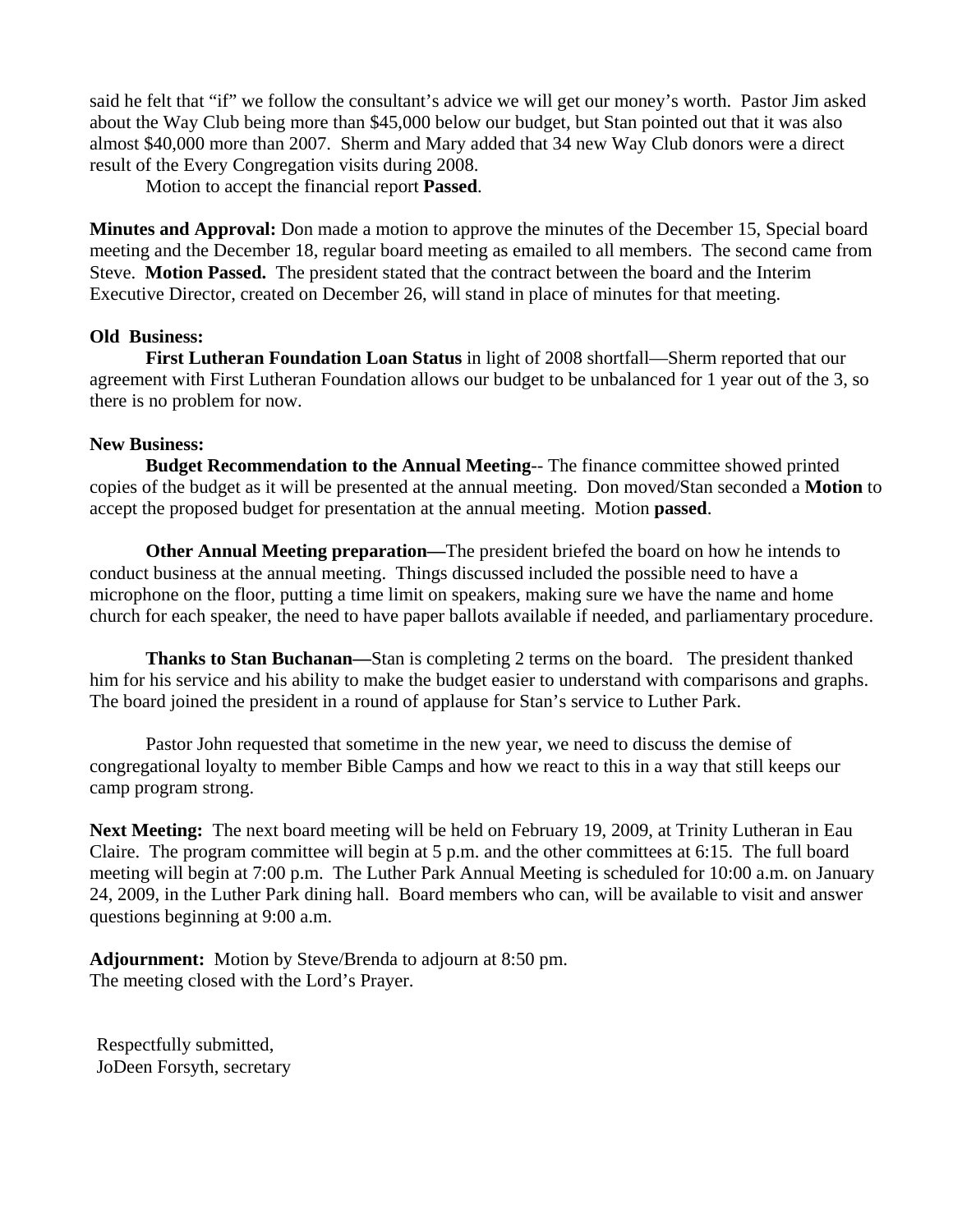said he felt that "if" we follow the consultant's advice we will get our money's worth. Pastor Jim asked about the Way Club being more than $45,000 below our budget, but Stan pointed out that it was also almost $40,000 more than 2007. Sherm and Mary added that 34 new Way Club donors were a direct result of the Every Congregation visits during 2008.

Motion to accept the financial report **Passed**.

**Minutes and Approval:** Don made a motion to approve the minutes of the December 15, Special board meeting and the December 18, regular board meeting as emailed to all members. The second came from Steve. **Motion Passed.** The president stated that the contract between the board and the Interim Executive Director, created on December 26, will stand in place of minutes for that meeting.

**Old Business:**

**First Lutheran Foundation Loan Status** in light of 2008 shortfall—Sherm reported that our agreement with First Lutheran Foundation allows our budget to be unbalanced for 1 year out of the 3, so there is no problem for now.

**New Business:**

**Budget Recommendation to the Annual Meeting**-- The finance committee showed printed copies of the budget as it will be presented at the annual meeting. Don moved/Stan seconded a **Motion** to accept the proposed budget for presentation at the annual meeting. Motion **passed**.

**Other Annual Meeting preparation—**The president briefed the board on how he intends to conduct business at the annual meeting. Things discussed included the possible need to have a microphone on the floor, putting a time limit on speakers, making sure we have the name and home church for each speaker, the need to have paper ballots available if needed, and parliamentary procedure.

**Thanks to Stan Buchanan—**Stan is completing 2 terms on the board. The president thanked him for his service and his ability to make the budget easier to understand with comparisons and graphs. The board joined the president in a round of applause for Stan's service to Luther Park.

Pastor John requested that sometime in the new year, we need to discuss the demise of congregational loyalty to member Bible Camps and how we react to this in a way that still keeps our camp program strong.

**Next Meeting:** The next board meeting will be held on February 19, 2009, at Trinity Lutheran in Eau Claire. The program committee will begin at 5 p.m. and the other committees at 6:15. The full board meeting will begin at 7:00 p.m. The Luther Park Annual Meeting is scheduled for 10:00 a.m. on January 24, 2009, in the Luther Park dining hall. Board members who can, will be available to visit and answer questions beginning at 9:00 a.m.

**Adjournment:** Motion by Steve/Brenda to adjourn at 8:50 pm.
The meeting closed with the Lord's Prayer.

Respectfully submitted,
JoDeen Forsyth, secretary